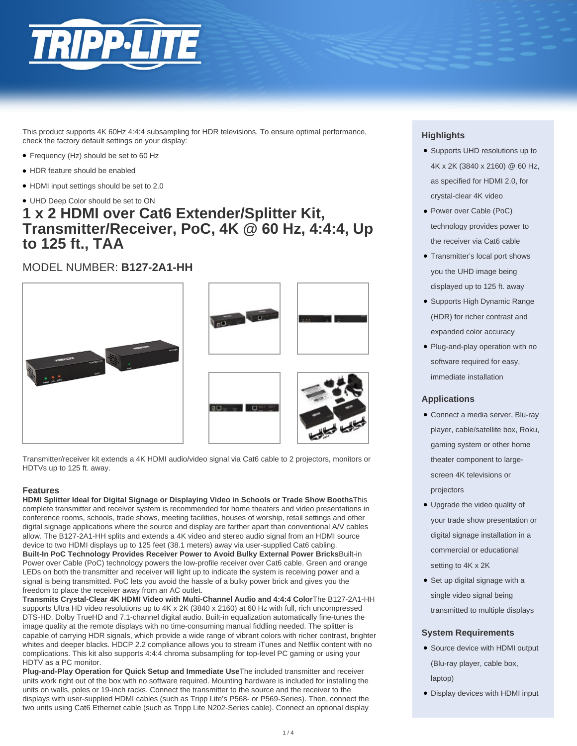This product supports 4K 60Hz 4:4:4 subsampling for HDR televisions. To ensure optimal performance, check the factory default settings on your display:

- Frequency (Hz) should be set to 60 Hz
- HDR feature should be enabled
- HDMI input settings should be set to 2.0
- UHD Deep Color should be set to ON

# 1 x 2 HDMI over Cat6 Extender/Splitter Kit, Transmitter/Receiver, PoC, 4K @ 60 Hz, 4:4:4, Up to 125 ft., TAA

## MODEL NUMBER: **B127-2A1-HH**

Transmitter/receiver kit extends a 4K HDMI audio/video signal via Cat6 cable to 2 projectors, monitors or HDTVs up to 125 ft. away.

## Features

**HDMI Splitter Ideal for Digital Signage or Displaying Video in Schools or Trade Show Booths**This complete transmitter and receiver system is recommended for home theaters and video presentations in conference rooms, schools, trade shows, meeting facilities, houses of worship, retail settings and other digital signage applications where the source and display are farther apart than conventional A/V cables allow. The B127-2A1-HH splits and extends a 4K video and stereo audio signal from an HDMI source device to two HDMI displays up to 125 feet (38.1 meters) away via user-supplied Cat6 cabling.

**Built-In PoC Technology Provides Receiver Power to Avoid Bulky External Power Bricks**Built-in Power over Cable (PoC) technology powers the low-profile receiver over Cat6 cable. Green and orange LEDs on both the transmitter and receiver will light up to indicate the system is receiving power and a signal is being transmitted. PoC lets you avoid the hassle of a bulky power brick and gives you the freedom to place the receiver away from an AC outlet.

**Transmits Crystal-Clear 4K HDMI Video with Multi-Channel Audio and 4:4:4 Color**The B127-2A1-HH supports Ultra HD video resolutions up to 4K x 2K (3840 x 2160) at 60 Hz with full, rich uncompressed DTS-HD, Dolby TrueHD and 7.1-channel digital audio. Built-in equalization automatically fine-tunes the image quality at the remote displays with no time-consuming manual fiddling needed. The splitter is capable of carrying HDR signals, which provide a wide range of vibrant colors with richer contrast, brighter whites and deeper blacks. HDCP 2.2 compliance allows you to stream iTunes and Netflix content with no complications. This kit also supports 4:4:4 chroma subsampling for top-level PC gaming or using your HDTV as a PC monitor.

**Plug-and-Play Operation for Quick Setup and Immediate Use**The included transmitter and receiver units work right out of the box with no software required. Mounting hardware is included for installing the units on walls, poles or 19-inch racks. Connect the transmitter to the source and the receiver to the displays with user-supplied HDMI cables (such as Tripp Lite's P568- or P569-Series). Then, connect the two units using Cat6 Ethernet cable (such as Tripp Lite N202-Series cable). Connect an optional display

## Highlights

- Supports UHD resolutions up to 4K x 2K (3840 x 2160) @ 60 Hz, as specified for HDMI 2.0, for crystal-clear 4K video
- Power over Cable (PoC) technology provides power to the receiver via Cat6 cable
- Transmitter's local port shows you the UHD image being displayed up to 125 ft. away
- Supports High Dynamic Range (HDR) for richer contrast and expanded color accuracy
- Plug-and-play operation with no software required for easy, immediate installation

## Applications

- Connect a media server, Blu-ray player, cable/satellite box, Roku, gaming system or other home theater component to large-screen 4K televisions or projectors
- Upgrade the video quality of your trade show presentation or digital signage installation in a commercial or educational setting to 4K x 2K
- Set up digital signage with a single video signal being transmitted to multiple displays

## System Requirements

- Source device with HDMI output (Blu-ray player, cable box, laptop)
- Display devices with HDMI input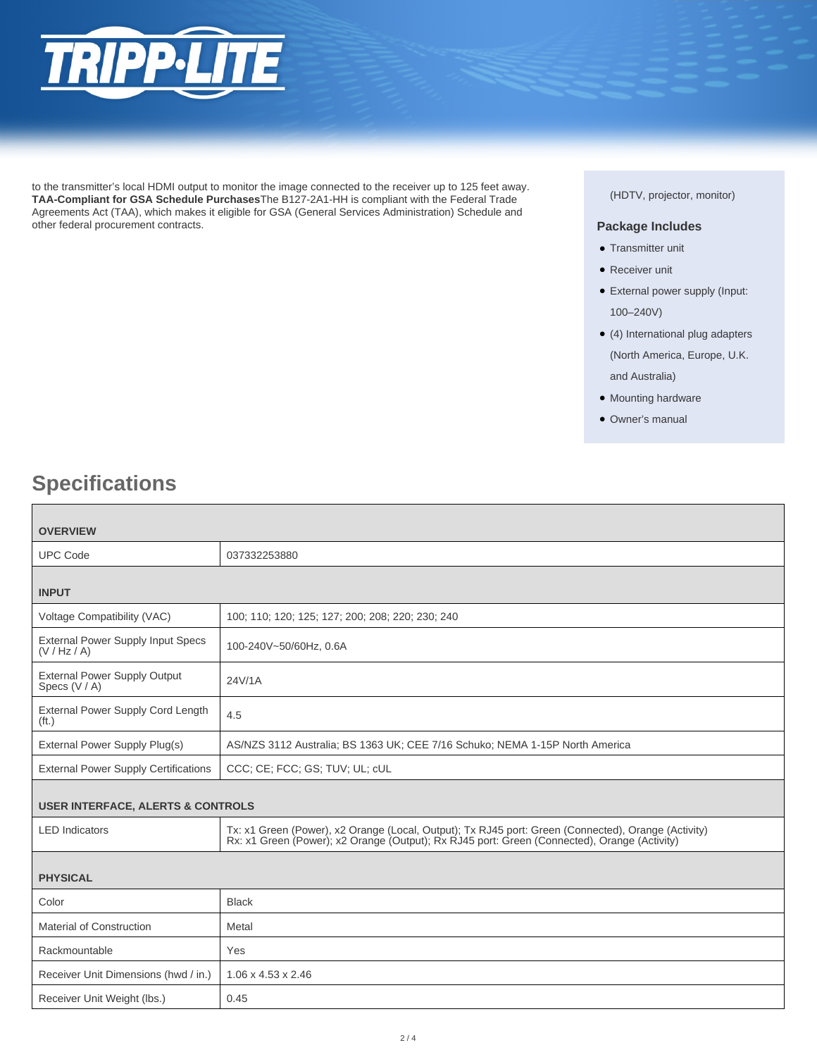to the transmitter's local HDMI output to monitor the image connected to the receiver up to 125 feet away.
**TAA-Compliant for GSA Schedule Purchases**The B127-2A1-HH is compliant with the Federal Trade Agreements Act (TAA), which makes it eligible for GSA (General Services Administration) Schedule and other federal procurement contracts.

(HDTV, projector, monitor)

### Package Includes

- Transmitter unit
- Receiver unit
- External power supply (Input: 100–240V)
- (4) International plug adapters (North America, Europe, U.K. and Australia)
- Mounting hardware
- Owner's manual

## Specifications

| | |
|---|---|
| **OVERVIEW** | |
| UPC Code | 037332253880 |
| **INPUT** | |
| Voltage Compatibility (VAC) | 100; 110; 120; 125; 127; 200; 208; 220; 230; 240 |
| External Power Supply Input Specs (V / Hz / A) | 100-240V~50/60Hz, 0.6A |
| External Power Supply Output Specs (V / A) | 24V/1A |
| External Power Supply Cord Length (ft.) | 4.5 |
| External Power Supply Plug(s) | AS/NZS 3112 Australia; BS 1363 UK; CEE 7/16 Schuko; NEMA 1-15P North America |
| External Power Supply Certifications | CCC; CE; FCC; GS; TUV; UL; cUL |
| **USER INTERFACE, ALERTS & CONTROLS** | |
| LED Indicators | Tx: x1 Green (Power), x2 Orange (Local, Output); Tx RJ45 port: Green (Connected), Orange (Activity) Rx: x1 Green (Power); x2 Orange (Output); Rx RJ45 port: Green (Connected), Orange (Activity) |
| **PHYSICAL** | |
| Color | Black |
| Material of Construction | Metal |
| Rackmountable | Yes |
| Receiver Unit Dimensions (hwd / in.) | 1.06 x 4.53 x 2.46 |
| Receiver Unit Weight (lbs.) | 0.45 |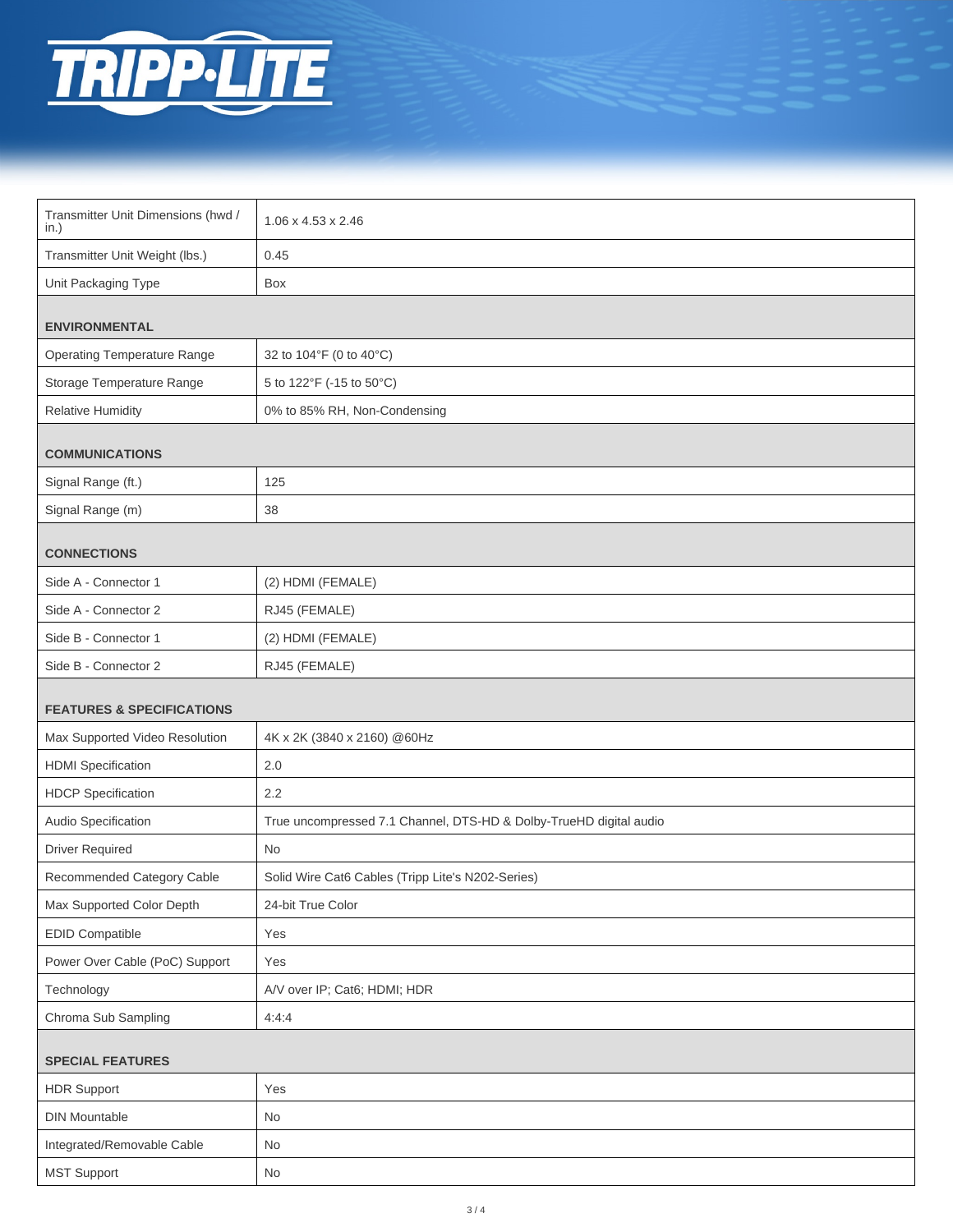| | |
|---|---|
| Transmitter Unit Dimensions (hwd / in.) | 1.06 x 4.53 x 2.46 |
| Transmitter Unit Weight (lbs.) | 0.45 |
| Unit Packaging Type | Box |
| **ENVIRONMENTAL** | |
| Operating Temperature Range | 32 to 104°F (0 to 40°C) |
| Storage Temperature Range | 5 to 122°F (-15 to 50°C) |
| Relative Humidity | 0% to 85% RH, Non-Condensing |
| **COMMUNICATIONS** | |
| Signal Range (ft.) | 125 |
| Signal Range (m) | 38 |
| **CONNECTIONS** | |
| Side A - Connector 1 | (2) HDMI (FEMALE) |
| Side A - Connector 2 | RJ45 (FEMALE) |
| Side B - Connector 1 | (2) HDMI (FEMALE) |
| Side B - Connector 2 | RJ45 (FEMALE) |
| **FEATURES & SPECIFICATIONS** | |
| Max Supported Video Resolution | 4K x 2K (3840 x 2160) @60Hz |
| HDMI Specification | 2.0 |
| HDCP Specification | 2.2 |
| Audio Specification | True uncompressed 7.1 Channel, DTS-HD & Dolby-TrueHD digital audio |
| Driver Required | No |
| Recommended Category Cable | Solid Wire Cat6 Cables (Tripp Lite's N202-Series) |
| Max Supported Color Depth | 24-bit True Color |
| EDID Compatible | Yes |
| Power Over Cable (PoC) Support | Yes |
| Technology | A/V over IP; Cat6; HDMI; HDR |
| Chroma Sub Sampling | 4:4:4 |
| **SPECIAL FEATURES** | |
| HDR Support | Yes |
| DIN Mountable | No |
| Integrated/Removable Cable | No |
| MST Support | No |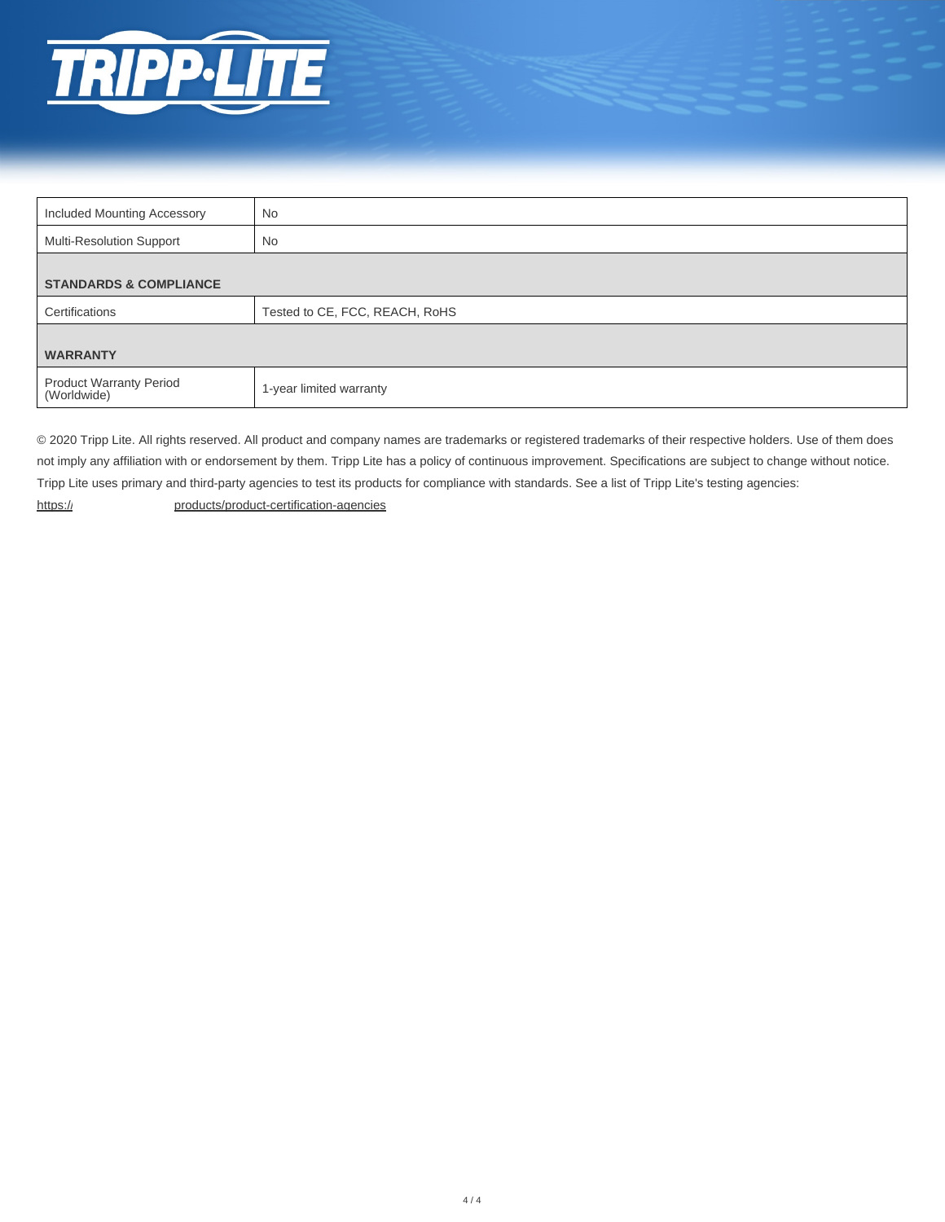| | |
|---|---|
| Included Mounting Accessory | No |
| Multi-Resolution Support | No |
| **STANDARDS & COMPLIANCE** | |
| Certifications | Tested to CE, FCC, REACH, RoHS |
| **WARRANTY** | |
| Product Warranty Period (Worldwide) | 1-year limited warranty |

© 2020 Tripp Lite. All rights reserved. All product and company names are trademarks or registered trademarks of their respective holders. Use of them does not imply any affiliation with or endorsement by them. Tripp Lite has a policy of continuous improvement. Specifications are subject to change without notice. Tripp Lite uses primary and third-party agencies to test its products for compliance with standards. See a list of Tripp Lite's testing agencies: https:// products/product-certification-agencies